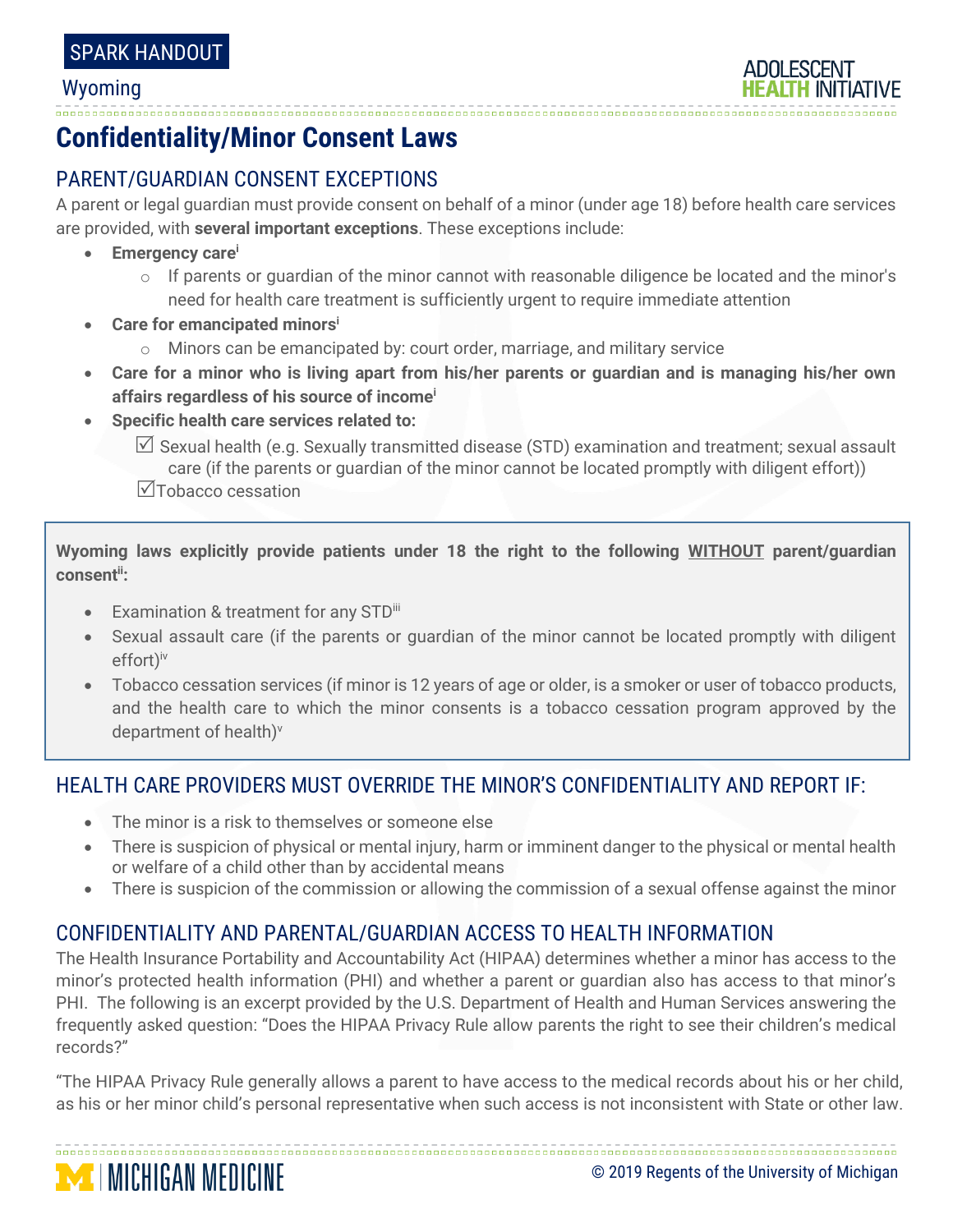SPARK HANDOUT

Wyoming

# Confidentiality/Minor Consent Laws

## PARENT/GUARDIAN CONSENT EXCEPTIONS

A parent or legal guardian must provide consent on behalf of a minor (under age 18) before health care services are provided, with **several important exceptions**. These exceptions include:

- **Emergency care**[i]
  - If parents or guardian of the minor cannot with reasonable diligence be located and the minor's need for health care treatment is sufficiently urgent to require immediate attention
- **Care for emancipated minors**[i]
  - Minors can be emancipated by: court order, marriage, and military service
- **Care for a minor who is living apart from his/her parents or guardian and is managing his/her own affairs regardless of his source of income**[i]
- **Specific health care services related to:**
  - ☑ Sexual health (e.g. Sexually transmitted disease (STD) examination and treatment; sexual assault care (if the parents or guardian of the minor cannot be located promptly with diligent effort))
  - ☑ Tobacco cessation

**Wyoming laws explicitly provide patients under 18 the right to the following WITHOUT parent/guardian consent**[ii]**:**

- Examination & treatment for any STD[iii]
- Sexual assault care (if the parents or guardian of the minor cannot be located promptly with diligent effort)[iv]
- Tobacco cessation services (if minor is 12 years of age or older, is a smoker or user of tobacco products, and the health care to which the minor consents is a tobacco cessation program approved by the department of health)[v]

## HEALTH CARE PROVIDERS MUST OVERRIDE THE MINOR'S CONFIDENTIALITY AND REPORT IF:

- The minor is a risk to themselves or someone else
- There is suspicion of physical or mental injury, harm or imminent danger to the physical or mental health or welfare of a child other than by accidental means
- There is suspicion of the commission or allowing the commission of a sexual offense against the minor

## CONFIDENTIALITY AND PARENTAL/GUARDIAN ACCESS TO HEALTH INFORMATION

The Health Insurance Portability and Accountability Act (HIPAA) determines whether a minor has access to the minor's protected health information (PHI) and whether a parent or guardian also has access to that minor's PHI. The following is an excerpt provided by the U.S. Department of Health and Human Services answering the frequently asked question: "Does the HIPAA Privacy Rule allow parents the right to see their children's medical records?"

"The HIPAA Privacy Rule generally allows a parent to have access to the medical records about his or her child, as his or her minor child's personal representative when such access is not inconsistent with State or other law.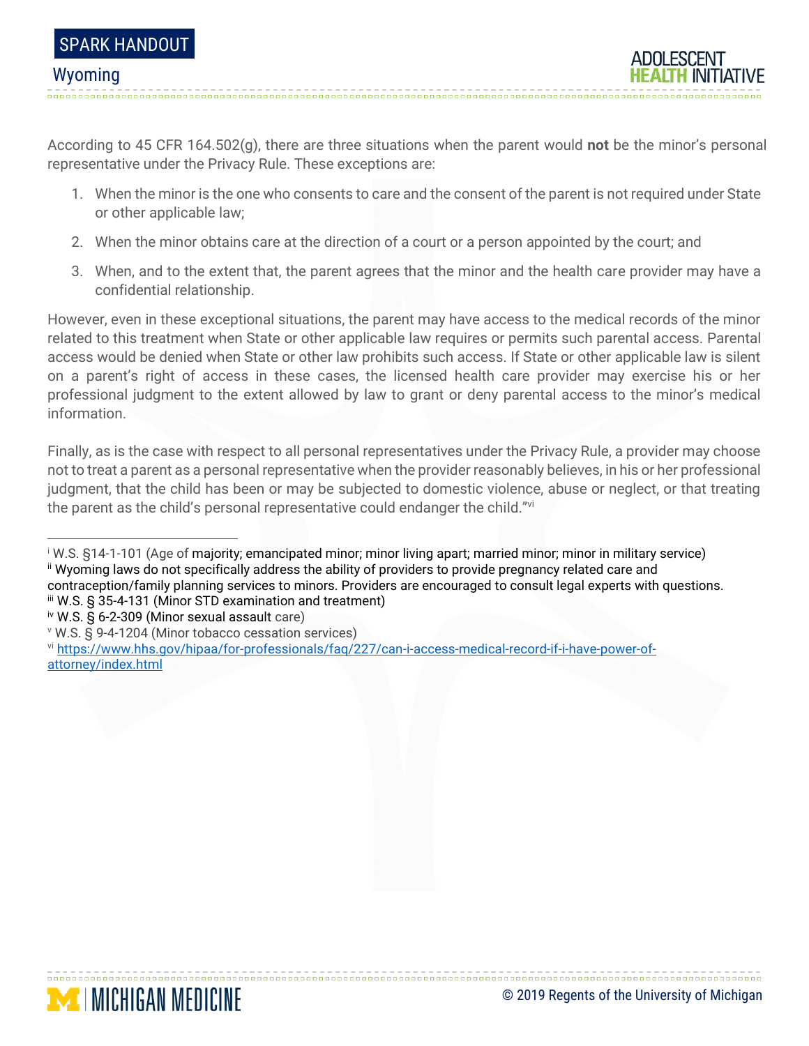According to 45 CFR 164.502(g), there are three situations when the parent would **not** be the minor's personal representative under the Privacy Rule. These exceptions are:

1. When the minor is the one who consents to care and the consent of the parent is not required under State or other applicable law;
2. When the minor obtains care at the direction of a court or a person appointed by the court; and
3. When, and to the extent that, the parent agrees that the minor and the health care provider may have a confidential relationship.

However, even in these exceptional situations, the parent may have access to the medical records of the minor related to this treatment when State or other applicable law requires or permits such parental access. Parental access would be denied when State or other law prohibits such access. If State or other applicable law is silent on a parent's right of access in these cases, the licensed health care provider may exercise his or her professional judgment to the extent allowed by law to grant or deny parental access to the minor's medical information.

Finally, as is the case with respect to all personal representatives under the Privacy Rule, a provider may choose not to treat a parent as a personal representative when the provider reasonably believes, in his or her professional judgment, that the child has been or may be subjected to domestic violence, abuse or neglect, or that treating the parent as the child's personal representative could endanger the child."[vi]

---

[i] W.S. §14-1-101 (Age of majority; emancipated minor; minor living apart; married minor; minor in military service)

[ii] Wyoming laws do not specifically address the ability of providers to provide pregnancy related care and contraception/family planning services to minors. Providers are encouraged to consult legal experts with questions.

[iii] W.S. § 35-4-131 (Minor STD examination and treatment)

[iv] W.S. § 6-2-309 (Minor sexual assault care)

[v] W.S. § 9-4-1204 (Minor tobacco cessation services)

[vi] https://www.hhs.gov/hipaa/for-professionals/faq/227/can-i-access-medical-record-if-i-have-power-of-attorney/index.html